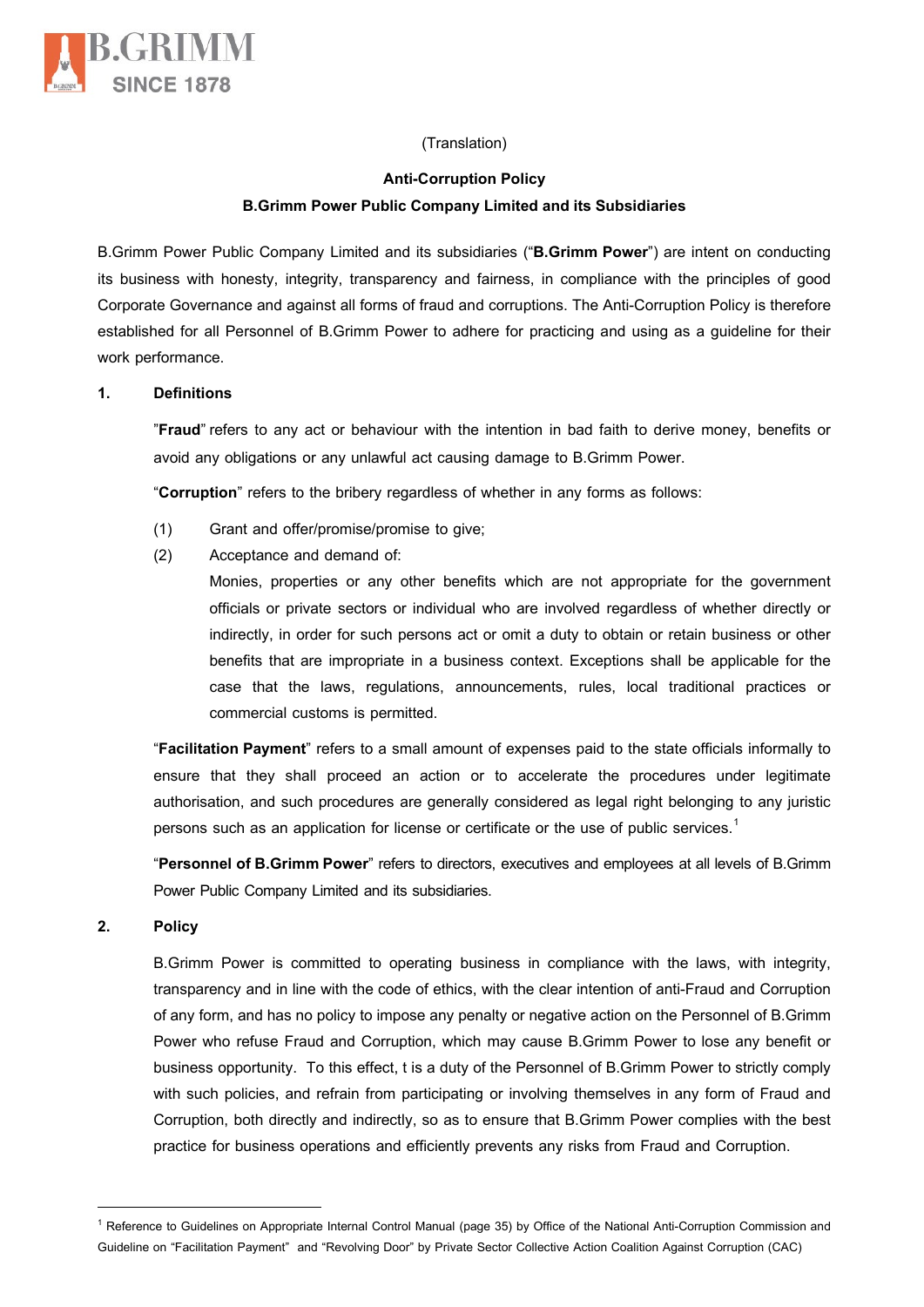(Translation)

**Anti-Corruption Policy**

**B.Grimm Power Public Company Limited and its Subsidiaries**

B.Grimm Power Public Company Limited and its subsidiaries ("**B.Grimm Power**") are intent on conducting its business with honesty, integrity, transparency and fairness, in compliance with the principles of good Corporate Governance and against all forms of fraud and corruptions. The Anti-Corruption Policy is therefore established for all Personnel of B.Grimm Power to adhere for practicing and using as a guideline for their work performance.

## 1. Definitions

"**Fraud**" refers to any act or behaviour with the intention in bad faith to derive money, benefits or avoid any obligations or any unlawful act causing damage to B.Grimm Power.

"**Corruption**" refers to the bribery regardless of whether in any forms as follows:

(1) Grant and offer/promise/promise to give;

(2) Acceptance and demand of:

Monies, properties or any other benefits which are not appropriate for the government officials or private sectors or individual who are involved regardless of whether directly or indirectly, in order for such persons act or omit a duty to obtain or retain business or other benefits that are impropriate in a business context. Exceptions shall be applicable for the case that the laws, regulations, announcements, rules, local traditional practices or commercial customs is permitted.

"**Facilitation Payment**" refers to a small amount of expenses paid to the state officials informally to ensure that they shall proceed an action or to accelerate the procedures under legitimate authorisation, and such procedures are generally considered as legal right belonging to any juristic persons such as an application for license or certificate or the use of public services.[1]

"**Personnel of B.Grimm Power**" refers to directors, executives and employees at all levels of B.Grimm Power Public Company Limited and its subsidiaries.

## 2. Policy

B.Grimm Power is committed to operating business in compliance with the laws, with integrity, transparency and in line with the code of ethics, with the clear intention of anti-Fraud and Corruption of any form, and has no policy to impose any penalty or negative action on the Personnel of B.Grimm Power who refuse Fraud and Corruption, which may cause B.Grimm Power to lose any benefit or business opportunity. To this effect, t is a duty of the Personnel of B.Grimm Power to strictly comply with such policies, and refrain from participating or involving themselves in any form of Fraud and Corruption, both directly and indirectly, so as to ensure that B.Grimm Power complies with the best practice for business operations and efficiently prevents any risks from Fraud and Corruption.

---

[1] Reference to Guidelines on Appropriate Internal Control Manual (page 35) by Office of the National Anti-Corruption Commission and Guideline on "Facilitation Payment" and "Revolving Door" by Private Sector Collective Action Coalition Against Corruption (CAC)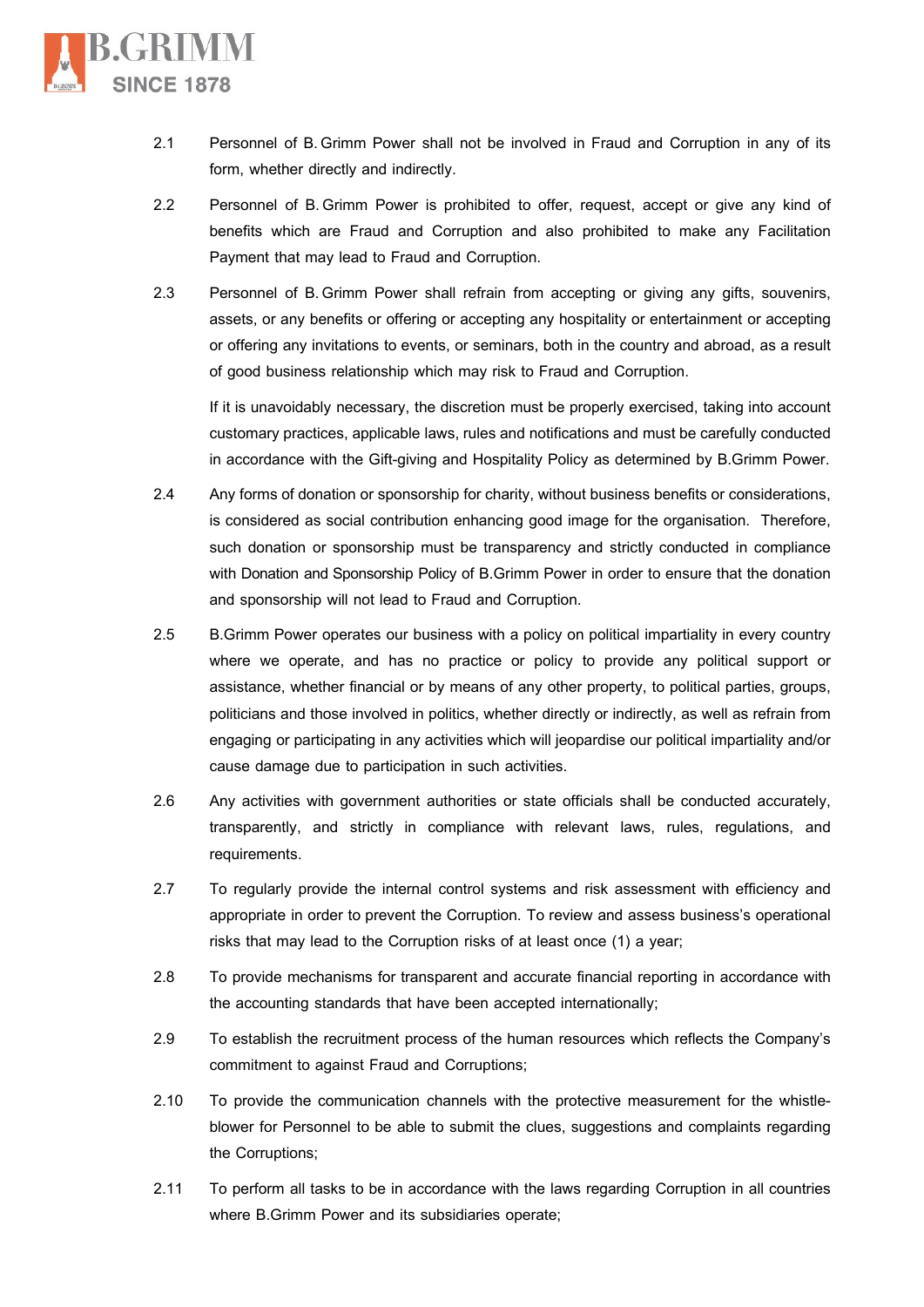2.1 Personnel of B. Grimm Power shall not be involved in Fraud and Corruption in any of its form, whether directly and indirectly.

2.2 Personnel of B. Grimm Power is prohibited to offer, request, accept or give any kind of benefits which are Fraud and Corruption and also prohibited to make any Facilitation Payment that may lead to Fraud and Corruption.

2.3 Personnel of B. Grimm Power shall refrain from accepting or giving any gifts, souvenirs, assets, or any benefits or offering or accepting any hospitality or entertainment or accepting or offering any invitations to events, or seminars, both in the country and abroad, as a result of good business relationship which may risk to Fraud and Corruption.

If it is unavoidably necessary, the discretion must be properly exercised, taking into account customary practices, applicable laws, rules and notifications and must be carefully conducted in accordance with the Gift-giving and Hospitality Policy as determined by B.Grimm Power.

2.4 Any forms of donation or sponsorship for charity, without business benefits or considerations, is considered as social contribution enhancing good image for the organisation. Therefore, such donation or sponsorship must be transparency and strictly conducted in compliance with Donation and Sponsorship Policy of B.Grimm Power in order to ensure that the donation and sponsorship will not lead to Fraud and Corruption.

2.5 B.Grimm Power operates our business with a policy on political impartiality in every country where we operate, and has no practice or policy to provide any political support or assistance, whether financial or by means of any other property, to political parties, groups, politicians and those involved in politics, whether directly or indirectly, as well as refrain from engaging or participating in any activities which will jeopardise our political impartiality and/or cause damage due to participation in such activities.

2.6 Any activities with government authorities or state officials shall be conducted accurately, transparently, and strictly in compliance with relevant laws, rules, regulations, and requirements.

2.7 To regularly provide the internal control systems and risk assessment with efficiency and appropriate in order to prevent the Corruption. To review and assess business's operational risks that may lead to the Corruption risks of at least once (1) a year;

2.8 To provide mechanisms for transparent and accurate financial reporting in accordance with the accounting standards that have been accepted internationally;

2.9 To establish the recruitment process of the human resources which reflects the Company's commitment to against Fraud and Corruptions;

2.10 To provide the communication channels with the protective measurement for the whistle-blower for Personnel to be able to submit the clues, suggestions and complaints regarding the Corruptions;

2.11 To perform all tasks to be in accordance with the laws regarding Corruption in all countries where B.Grimm Power and its subsidiaries operate;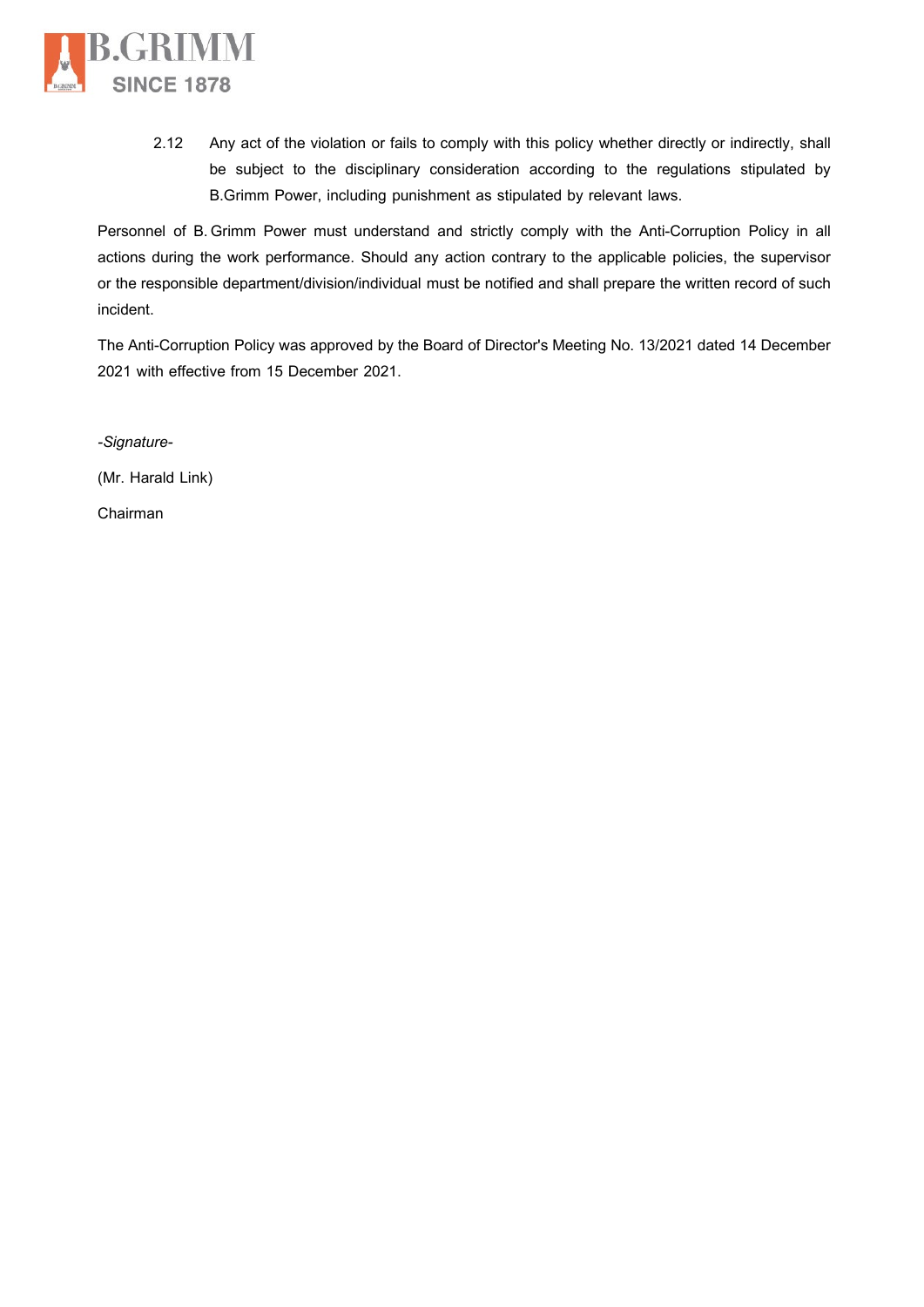2.12 Any act of the violation or fails to comply with this policy whether directly or indirectly, shall be subject to the disciplinary consideration according to the regulations stipulated by B.Grimm Power, including punishment as stipulated by relevant laws.

Personnel of B. Grimm Power must understand and strictly comply with the Anti-Corruption Policy in all actions during the work performance. Should any action contrary to the applicable policies, the supervisor or the responsible department/division/individual must be notified and shall prepare the written record of such incident.

The Anti-Corruption Policy was approved by the Board of Director's Meeting No. 13/2021 dated 14 December 2021 with effective from 15 December 2021.

*-Signature-*

(Mr. Harald Link)

Chairman